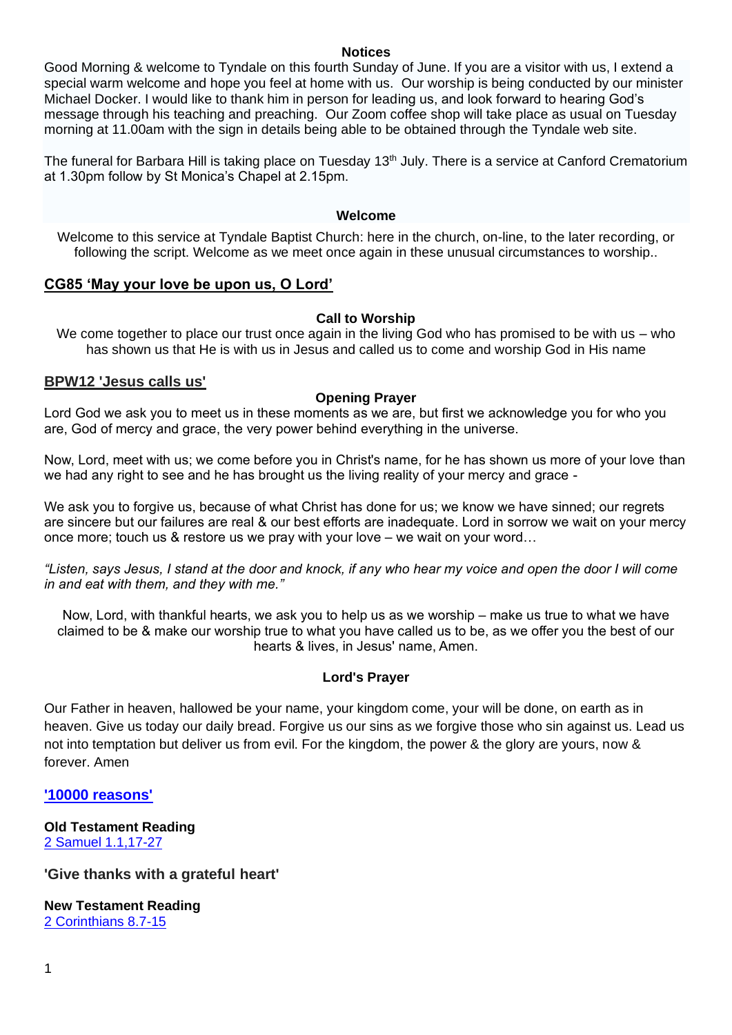## Notices

Good Morning & welcome to Tyndale on this fourth Sunday of June. If you are a visitor with us, I extend a special warm welcome and hope you feel at home with us. Our worship is being conducted by our minister Michael Docker. I would like to thank him in person for leading us, and look forward to hearing God's message through his teaching and preaching. Our Zoom coffee shop will take place as usual on Tuesday morning at 11.00am with the sign in details being able to be obtained through the Tyndale web site.

The funeral for Barbara Hill is taking place on Tuesday 13th July. There is a service at Canford Crematorium at 1.30pm follow by St Monica's Chapel at 2.15pm.

## Welcome

Welcome to this service at Tyndale Baptist Church: here in the church, on-line, to the later recording, or following the script. Welcome as we meet once again in these unusual circumstances to worship..

**CG85 'May your love be upon us, O Lord'**

## Call to Worship

We come together to place our trust once again in the living God who has promised to be with us – who has shown us that He is with us in Jesus and called us to come and worship God in His name

**BPW12 'Jesus calls us'**

## Opening Prayer

Lord God we ask you to meet us in these moments as we are, but first we acknowledge you for who you are, God of mercy and grace, the very power behind everything in the universe.

Now, Lord, meet with us; we come before you in Christ's name, for he has shown us more of your love than we had any right to see and he has brought us the living reality of your mercy and grace -

We ask you to forgive us, because of what Christ has done for us; we know we have sinned; our regrets are sincere but our failures are real & our best efforts are inadequate. Lord in sorrow we wait on your mercy once more; touch us & restore us we pray with your love – we wait on your word…

*"Listen, says Jesus, I stand at the door and knock, if any who hear my voice and open the door I will come in and eat with them, and they with me."*

Now, Lord, with thankful hearts, we ask you to help us as we worship – make us true to what we have claimed to be & make our worship true to what you have called us to be, as we offer you the best of our hearts & lives, in Jesus' name, Amen.

## Lord's Prayer

Our Father in heaven, hallowed be your name, your kingdom come, your will be done, on earth as in heaven. Give us today our daily bread. Forgive us our sins as we forgive those who sin against us. Lead us not into temptation but deliver us from evil. For the kingdom, the power & the glory are yours, now & forever. Amen

**'10000 reasons'**

**Old Testament Reading**
2 Samuel 1.1,17-27

**'Give thanks with a grateful heart'**

**New Testament Reading**
2 Corinthians 8.7-15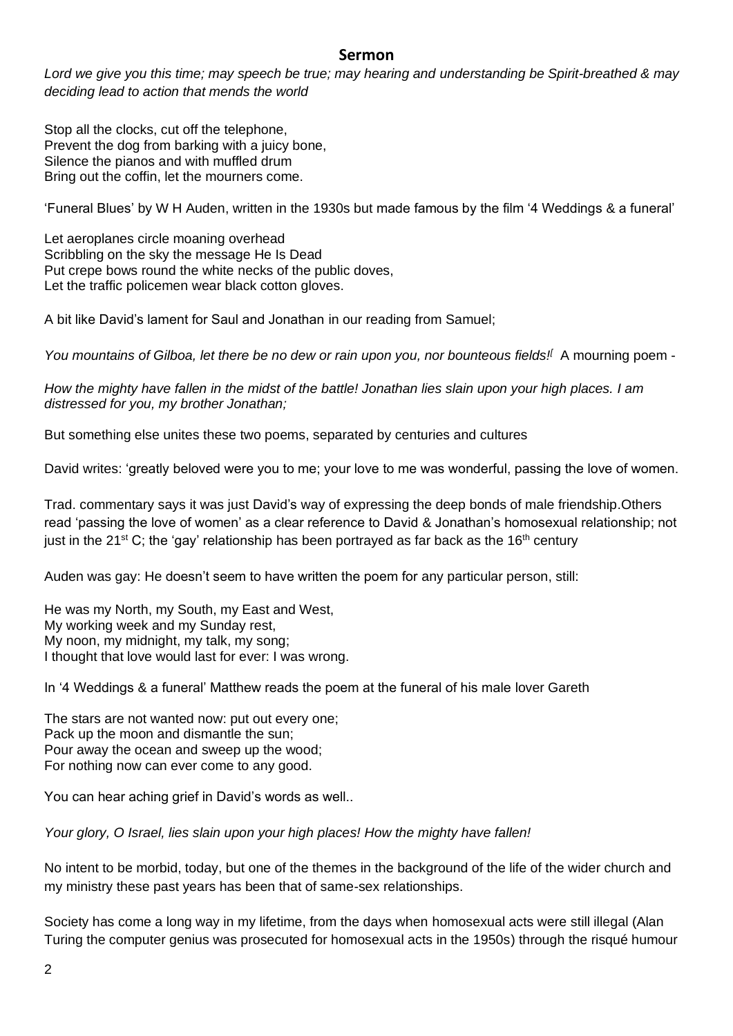## Sermon

*Lord we give you this time; may speech be true; may hearing and understanding be Spirit-breathed & may deciding lead to action that mends the world*

Stop all the clocks, cut off the telephone,
Prevent the dog from barking with a juicy bone,
Silence the pianos and with muffled drum
Bring out the coffin, let the mourners come.

'Funeral Blues' by W H Auden, written in the 1930s but made famous by the film '4 Weddings & a funeral'

Let aeroplanes circle moaning overhead
Scribbling on the sky the message He Is Dead
Put crepe bows round the white necks of the public doves,
Let the traffic policemen wear black cotton gloves.

A bit like David's lament for Saul and Jonathan in our reading from Samuel;

*You mountains of Gilboa, let there be no dew or rain upon you, nor bounteous fields!*[ A mourning poem -

*How the mighty have fallen in the midst of the battle! Jonathan lies slain upon your high places. I am distressed for you, my brother Jonathan;*

But something else unites these two poems, separated by centuries and cultures

David writes: 'greatly beloved were you to me; your love to me was wonderful, passing the love of women.

Trad. commentary says it was just David's way of expressing the deep bonds of male friendship.Others read 'passing the love of women' as a clear reference to David & Jonathan's homosexual relationship; not just in the 21st C; the 'gay' relationship has been portrayed as far back as the 16th century

Auden was gay: He doesn't seem to have written the poem for any particular person, still:

He was my North, my South, my East and West,
My working week and my Sunday rest,
My noon, my midnight, my talk, my song;
I thought that love would last for ever: I was wrong.

In '4 Weddings & a funeral' Matthew reads the poem at the funeral of his male lover Gareth

The stars are not wanted now: put out every one;
Pack up the moon and dismantle the sun;
Pour away the ocean and sweep up the wood;
For nothing now can ever come to any good.

You can hear aching grief in David's words as well..

*Your glory, O Israel, lies slain upon your high places! How the mighty have fallen!*

No intent to be morbid, today, but one of the themes in the background of the life of the wider church and my ministry these past years has been that of same-sex relationships.

Society has come a long way in my lifetime, from the days when homosexual acts were still illegal (Alan Turing the computer genius was prosecuted for homosexual acts in the 1950s) through the risqué humour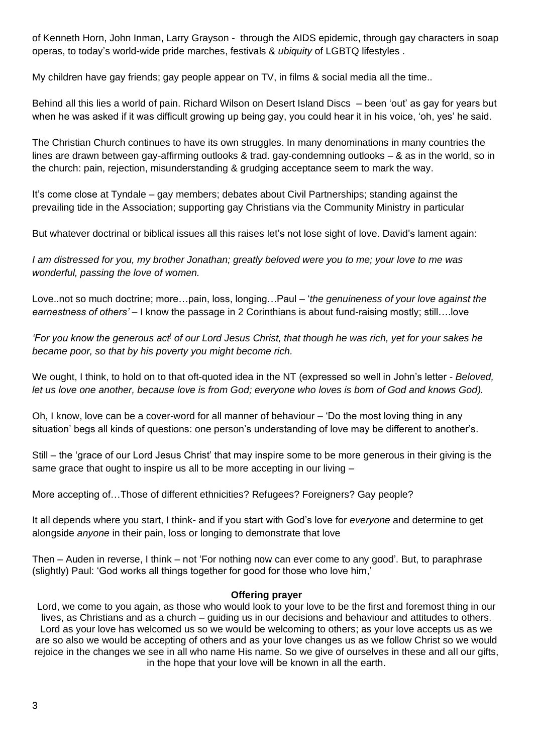of Kenneth Horn, John Inman, Larry Grayson - through the AIDS epidemic, through gay characters in soap operas, to today's world-wide pride marches, festivals & *ubiquity* of LGBTQ lifestyles .

My children have gay friends; gay people appear on TV, in films & social media all the time..

Behind all this lies a world of pain. Richard Wilson on Desert Island Discs – been 'out' as gay for years but when he was asked if it was difficult growing up being gay, you could hear it in his voice, 'oh, yes' he said.

The Christian Church continues to have its own struggles. In many denominations in many countries the lines are drawn between gay-affirming outlooks & trad. gay-condemning outlooks – & as in the world, so in the church: pain, rejection, misunderstanding & grudging acceptance seem to mark the way.

It's come close at Tyndale – gay members; debates about Civil Partnerships; standing against the prevailing tide in the Association; supporting gay Christians via the Community Ministry in particular

But whatever doctrinal or biblical issues all this raises let's not lose sight of love. David's lament again:

*I am distressed for you, my brother Jonathan; greatly beloved were you to me; your love to me was wonderful, passing the love of women.*

Love..not so much doctrine; more…pain, loss, longing…Paul – '*the genuineness of your love against the earnestness of others'* – I know the passage in 2 Corinthians is about fund-raising mostly; still….love

*'For you know the generous act[f] of our Lord Jesus Christ, that though he was rich, yet for your sakes he became poor, so that by his poverty you might become rich.*

We ought, I think, to hold on to that oft-quoted idea in the NT (expressed so well in John's letter - *Beloved, let us love one another, because love is from God; everyone who loves is born of God and knows God).*

Oh, I know, love can be a cover-word for all manner of behaviour – 'Do the most loving thing in any situation' begs all kinds of questions: one person's understanding of love may be different to another's.

Still – the 'grace of our Lord Jesus Christ' that may inspire some to be more generous in their giving is the same grace that ought to inspire us all to be more accepting in our living –

More accepting of…Those of different ethnicities? Refugees? Foreigners? Gay people?

It all depends where you start, I think- and if you start with God's love for *everyone* and determine to get alongside *anyone* in their pain, loss or longing to demonstrate that love

Then – Auden in reverse, I think – not 'For nothing now can ever come to any good'. But, to paraphrase (slightly) Paul: 'God works all things together for good for those who love him,'

**Offering prayer**

Lord, we come to you again, as those who would look to your love to be the first and foremost thing in our lives, as Christians and as a church – guiding us in our decisions and behaviour and attitudes to others. Lord as your love has welcomed us so we would be welcoming to others; as your love accepts us as we are so also we would be accepting of others and as your love changes us as we follow Christ so we would rejoice in the changes we see in all who name His name. So we give of ourselves in these and all our gifts, in the hope that your love will be known in all the earth.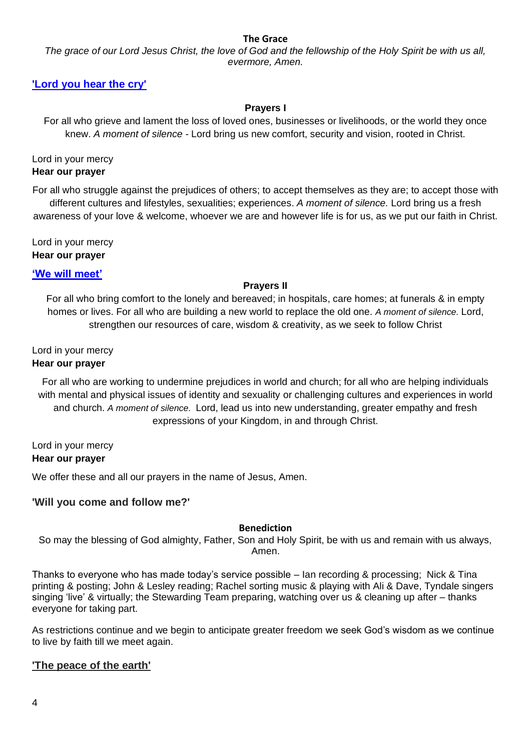**The Grace**

*The grace of our Lord Jesus Christ, the love of God and the fellowship of the Holy Spirit be with us all, evermore, Amen.*

**'Lord you hear the cry'**

**Prayers I**

For all who grieve and lament the loss of loved ones, businesses or livelihoods, or the world they once knew. *A moment of silence* - Lord bring us new comfort, security and vision, rooted in Christ.

Lord in your mercy
**Hear our prayer**

For all who struggle against the prejudices of others; to accept themselves as they are; to accept those with different cultures and lifestyles, sexualities; experiences. *A moment of silence.* Lord bring us a fresh awareness of your love & welcome, whoever we are and however life is for us, as we put our faith in Christ.

Lord in your mercy
**Hear our prayer**

**'We will meet'**

**Prayers II**

For all who bring comfort to the lonely and bereaved; in hospitals, care homes; at funerals & in empty homes or lives. For all who are building a new world to replace the old one. *A moment of silence.* Lord, strengthen our resources of care, wisdom & creativity, as we seek to follow Christ

Lord in your mercy
**Hear our prayer**

For all who are working to undermine prejudices in world and church; for all who are helping individuals with mental and physical issues of identity and sexuality or challenging cultures and experiences in world and church. *A moment of silence.* Lord, lead us into new understanding, greater empathy and fresh expressions of your Kingdom, in and through Christ.

Lord in your mercy
**Hear our prayer**

We offer these and all our prayers in the name of Jesus, Amen.

**'Will you come and follow me?'**

**Benediction**

So may the blessing of God almighty, Father, Son and Holy Spirit, be with us and remain with us always, Amen.

Thanks to everyone who has made today's service possible – Ian recording & processing; Nick & Tina printing & posting; John & Lesley reading; Rachel sorting music & playing with Ali & Dave, Tyndale singers singing 'live' & virtually; the Stewarding Team preparing, watching over us & cleaning up after – thanks everyone for taking part.

As restrictions continue and we begin to anticipate greater freedom we seek God's wisdom as we continue to live by faith till we meet again.

**'The peace of the earth'**